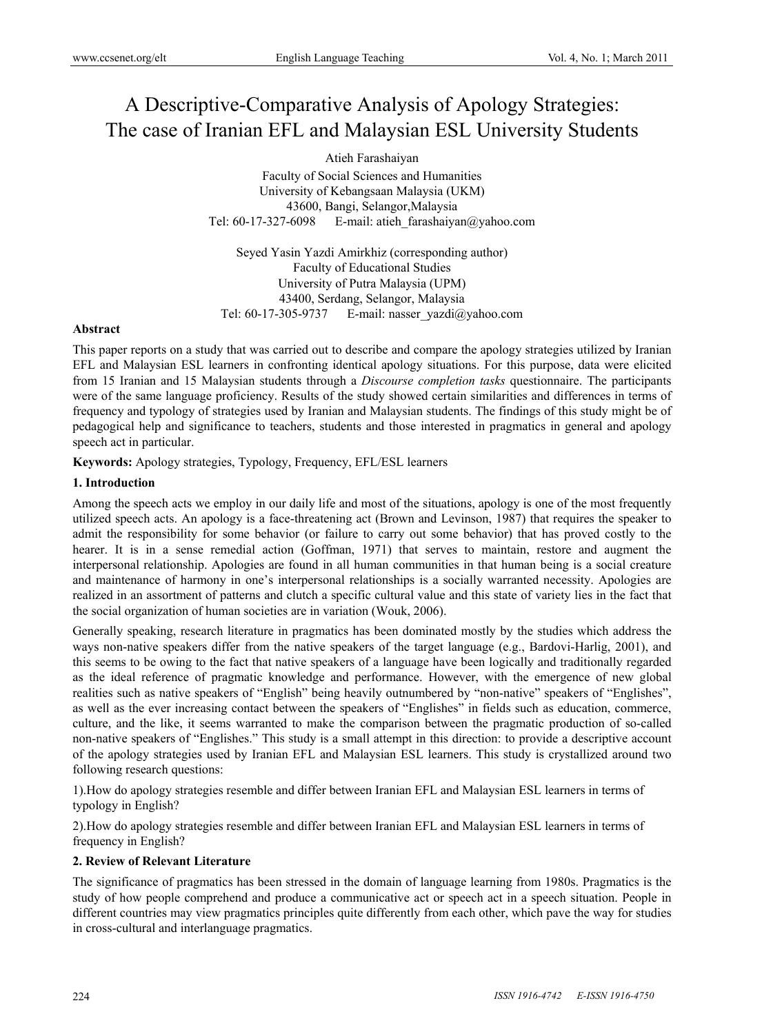# A Descriptive-Comparative Analysis of Apology Strategies: The case of Iranian EFL and Malaysian ESL University Students

Atieh Farashaiyan

Faculty of Social Sciences and Humanities
University of Kebangsaan Malaysia (UKM)
43600, Bangi, Selangor,Malaysia
Tel: 60-17-327-6098 E-mail: atieh_farashaiyan@yahoo.com

Seyed Yasin Yazdi Amirkhiz (corresponding author)
Faculty of Educational Studies
University of Putra Malaysia (UPM)
43400, Serdang, Selangor, Malaysia
Tel: 60-17-305-9737 E-mail: nasser_yazdi@yahoo.com

**Abstract**

This paper reports on a study that was carried out to describe and compare the apology strategies utilized by Iranian EFL and Malaysian ESL learners in confronting identical apology situations. For this purpose, data were elicited from 15 Iranian and 15 Malaysian students through a *Discourse completion tasks* questionnaire. The participants were of the same language proficiency. Results of the study showed certain similarities and differences in terms of frequency and typology of strategies used by Iranian and Malaysian students. The findings of this study might be of pedagogical help and significance to teachers, students and those interested in pragmatics in general and apology speech act in particular.

**Keywords:** Apology strategies, Typology, Frequency, EFL/ESL learners

## 1. Introduction

Among the speech acts we employ in our daily life and most of the situations, apology is one of the most frequently utilized speech acts. An apology is a face-threatening act (Brown and Levinson, 1987) that requires the speaker to admit the responsibility for some behavior (or failure to carry out some behavior) that has proved costly to the hearer. It is in a sense remedial action (Goffman, 1971) that serves to maintain, restore and augment the interpersonal relationship. Apologies are found in all human communities in that human being is a social creature and maintenance of harmony in one's interpersonal relationships is a socially warranted necessity. Apologies are realized in an assortment of patterns and clutch a specific cultural value and this state of variety lies in the fact that the social organization of human societies are in variation (Wouk, 2006).

Generally speaking, research literature in pragmatics has been dominated mostly by the studies which address the ways non-native speakers differ from the native speakers of the target language (e.g., Bardovi-Harlig, 2001), and this seems to be owing to the fact that native speakers of a language have been logically and traditionally regarded as the ideal reference of pragmatic knowledge and performance. However, with the emergence of new global realities such as native speakers of "English" being heavily outnumbered by "non-native" speakers of "Englishes", as well as the ever increasing contact between the speakers of "Englishes" in fields such as education, commerce, culture, and the like, it seems warranted to make the comparison between the pragmatic production of so-called non-native speakers of "Englishes." This study is a small attempt in this direction: to provide a descriptive account of the apology strategies used by Iranian EFL and Malaysian ESL learners. This study is crystallized around two following research questions:

1).How do apology strategies resemble and differ between Iranian EFL and Malaysian ESL learners in terms of typology in English?

2).How do apology strategies resemble and differ between Iranian EFL and Malaysian ESL learners in terms of frequency in English?

## 2. Review of Relevant Literature

The significance of pragmatics has been stressed in the domain of language learning from 1980s. Pragmatics is the study of how people comprehend and produce a communicative act or speech act in a speech situation. People in different countries may view pragmatics principles quite differently from each other, which pave the way for studies in cross-cultural and interlanguage pragmatics.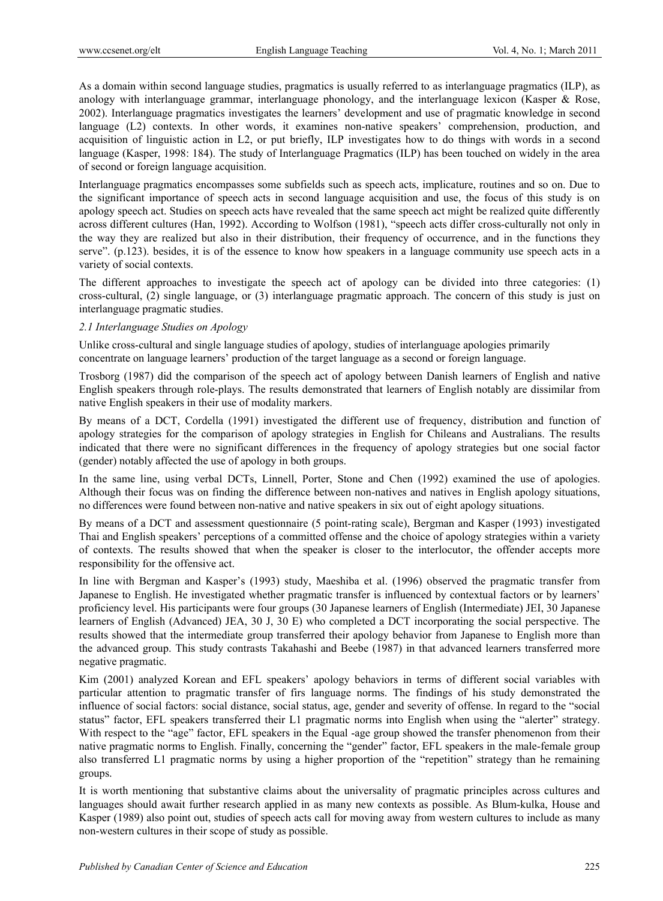As a domain within second language studies, pragmatics is usually referred to as interlanguage pragmatics (ILP), as anology with interlanguage grammar, interlanguage phonology, and the interlanguage lexicon (Kasper & Rose, 2002). Interlanguage pragmatics investigates the learners' development and use of pragmatic knowledge in second language (L2) contexts. In other words, it examines non-native speakers' comprehension, production, and acquisition of linguistic action in L2, or put briefly, ILP investigates how to do things with words in a second language (Kasper, 1998: 184). The study of Interlanguage Pragmatics (ILP) has been touched on widely in the area of second or foreign language acquisition.

Interlanguage pragmatics encompasses some subfields such as speech acts, implicature, routines and so on. Due to the significant importance of speech acts in second language acquisition and use, the focus of this study is on apology speech act. Studies on speech acts have revealed that the same speech act might be realized quite differently across different cultures (Han, 1992). According to Wolfson (1981), "speech acts differ cross-culturally not only in the way they are realized but also in their distribution, their frequency of occurrence, and in the functions they serve". (p.123). besides, it is of the essence to know how speakers in a language community use speech acts in a variety of social contexts.

The different approaches to investigate the speech act of apology can be divided into three categories: (1) cross-cultural, (2) single language, or (3) interlanguage pragmatic approach. The concern of this study is just on interlanguage pragmatic studies.

### *2.1 Interlanguage Studies on Apology*

Unlike cross-cultural and single language studies of apology, studies of interlanguage apologies primarily concentrate on language learners' production of the target language as a second or foreign language.

Trosborg (1987) did the comparison of the speech act of apology between Danish learners of English and native English speakers through role-plays. The results demonstrated that learners of English notably are dissimilar from native English speakers in their use of modality markers.

By means of a DCT, Cordella (1991) investigated the different use of frequency, distribution and function of apology strategies for the comparison of apology strategies in English for Chileans and Australians. The results indicated that there were no significant differences in the frequency of apology strategies but one social factor (gender) notably affected the use of apology in both groups.

In the same line, using verbal DCTs, Linnell, Porter, Stone and Chen (1992) examined the use of apologies. Although their focus was on finding the difference between non-natives and natives in English apology situations, no differences were found between non-native and native speakers in six out of eight apology situations.

By means of a DCT and assessment questionnaire (5 point-rating scale), Bergman and Kasper (1993) investigated Thai and English speakers' perceptions of a committed offense and the choice of apology strategies within a variety of contexts. The results showed that when the speaker is closer to the interlocutor, the offender accepts more responsibility for the offensive act.

In line with Bergman and Kasper's (1993) study, Maeshiba et al. (1996) observed the pragmatic transfer from Japanese to English. He investigated whether pragmatic transfer is influenced by contextual factors or by learners' proficiency level. His participants were four groups (30 Japanese learners of English (Intermediate) JEI, 30 Japanese learners of English (Advanced) JEA, 30 J, 30 E) who completed a DCT incorporating the social perspective. The results showed that the intermediate group transferred their apology behavior from Japanese to English more than the advanced group. This study contrasts Takahashi and Beebe (1987) in that advanced learners transferred more negative pragmatic.

Kim (2001) analyzed Korean and EFL speakers' apology behaviors in terms of different social variables with particular attention to pragmatic transfer of firs language norms. The findings of his study demonstrated the influence of social factors: social distance, social status, age, gender and severity of offense. In regard to the "social status" factor, EFL speakers transferred their L1 pragmatic norms into English when using the "alerter" strategy. With respect to the "age" factor, EFL speakers in the Equal -age group showed the transfer phenomenon from their native pragmatic norms to English. Finally, concerning the "gender" factor, EFL speakers in the male-female group also transferred L1 pragmatic norms by using a higher proportion of the "repetition" strategy than he remaining groups.

It is worth mentioning that substantive claims about the universality of pragmatic principles across cultures and languages should await further research applied in as many new contexts as possible. As Blum-kulka, House and Kasper (1989) also point out, studies of speech acts call for moving away from western cultures to include as many non-western cultures in their scope of study as possible.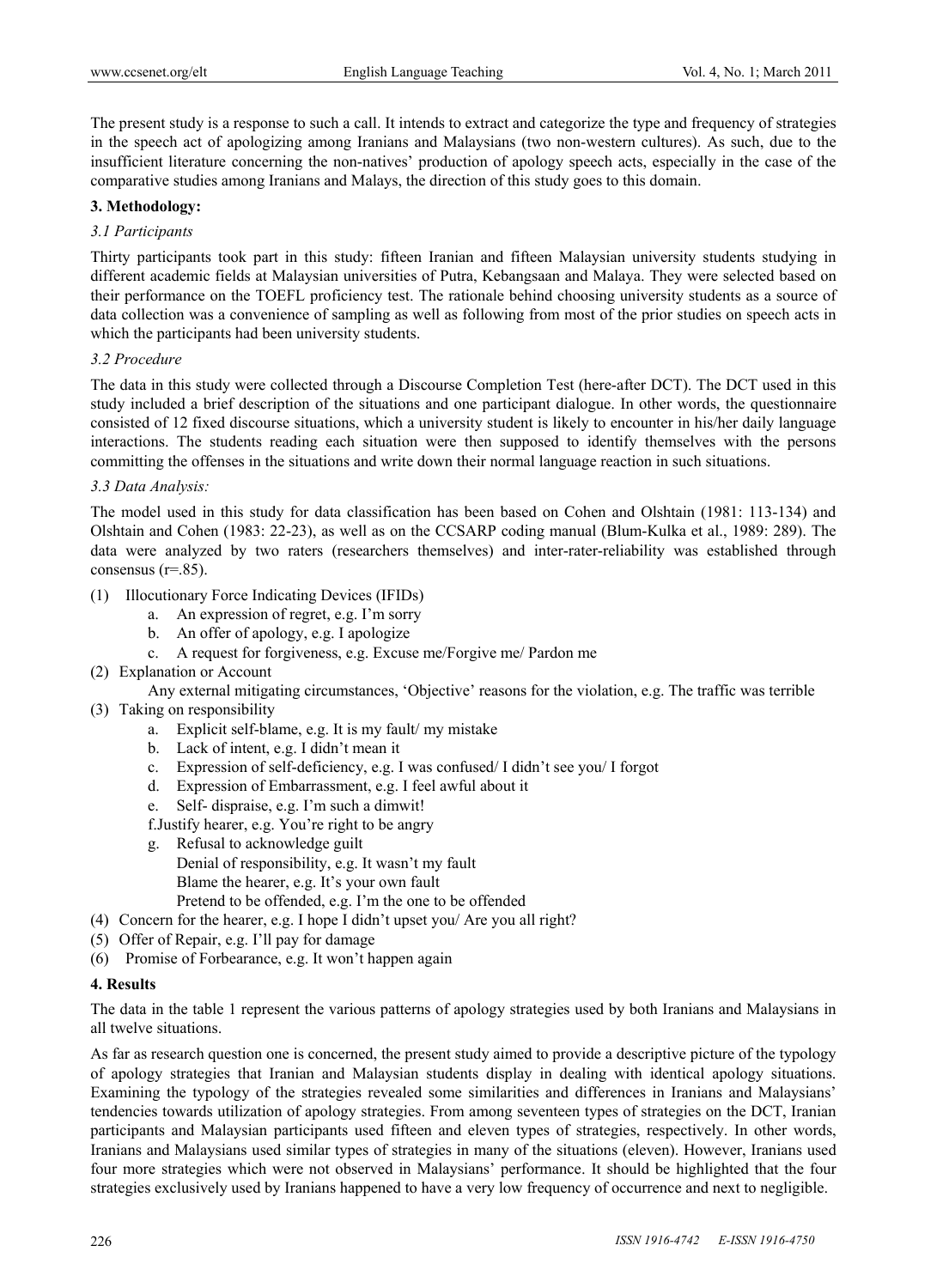The present study is a response to such a call. It intends to extract and categorize the type and frequency of strategies in the speech act of apologizing among Iranians and Malaysians (two non-western cultures). As such, due to the insufficient literature concerning the non-natives' production of apology speech acts, especially in the case of the comparative studies among Iranians and Malays, the direction of this study goes to this domain.

## 3. Methodology:

### *3.1 Participants*

Thirty participants took part in this study: fifteen Iranian and fifteen Malaysian university students studying in different academic fields at Malaysian universities of Putra, Kebangsaan and Malaya. They were selected based on their performance on the TOEFL proficiency test. The rationale behind choosing university students as a source of data collection was a convenience of sampling as well as following from most of the prior studies on speech acts in which the participants had been university students.

### *3.2 Procedure*

The data in this study were collected through a Discourse Completion Test (here-after DCT). The DCT used in this study included a brief description of the situations and one participant dialogue. In other words, the questionnaire consisted of 12 fixed discourse situations, which a university student is likely to encounter in his/her daily language interactions. The students reading each situation were then supposed to identify themselves with the persons committing the offenses in the situations and write down their normal language reaction in such situations.

### *3.3 Data Analysis:*

The model used in this study for data classification has been based on Cohen and Olshtain (1981: 113-134) and Olshtain and Cohen (1983: 22-23), as well as on the CCSARP coding manual (Blum-Kulka et al., 1989: 289). The data were analyzed by two raters (researchers themselves) and inter-rater-reliability was established through consensus (r=.85).

(1) Illocutionary Force Indicating Devices (IFIDs)
   a. An expression of regret, e.g. I'm sorry
   b. An offer of apology, e.g. I apologize
   c. A request for forgiveness, e.g. Excuse me/Forgive me/ Pardon me

(2) Explanation or Account
   Any external mitigating circumstances, 'Objective' reasons for the violation, e.g. The traffic was terrible

(3) Taking on responsibility
   a. Explicit self-blame, e.g. It is my fault/ my mistake
   b. Lack of intent, e.g. I didn't mean it
   c. Expression of self-deficiency, e.g. I was confused/ I didn't see you/ I forgot
   d. Expression of Embarrassment, e.g. I feel awful about it
   e. Self- dispraise, e.g. I'm such a dimwit!
   f. Justify hearer, e.g. You're right to be angry
   g. Refusal to acknowledge guilt
      Denial of responsibility, e.g. It wasn't my fault
      Blame the hearer, e.g. It's your own fault
      Pretend to be offended, e.g. I'm the one to be offended

(4) Concern for the hearer, e.g. I hope I didn't upset you/ Are you all right?

(5) Offer of Repair, e.g. I'll pay for damage

(6) Promise of Forbearance, e.g. It won't happen again

## 4. Results

The data in the table 1 represent the various patterns of apology strategies used by both Iranians and Malaysians in all twelve situations.

As far as research question one is concerned, the present study aimed to provide a descriptive picture of the typology of apology strategies that Iranian and Malaysian students display in dealing with identical apology situations. Examining the typology of the strategies revealed some similarities and differences in Iranians and Malaysians' tendencies towards utilization of apology strategies. From among seventeen types of strategies on the DCT, Iranian participants and Malaysian participants used fifteen and eleven types of strategies, respectively. In other words, Iranians and Malaysians used similar types of strategies in many of the situations (eleven). However, Iranians used four more strategies which were not observed in Malaysians' performance. It should be highlighted that the four strategies exclusively used by Iranians happened to have a very low frequency of occurrence and next to negligible.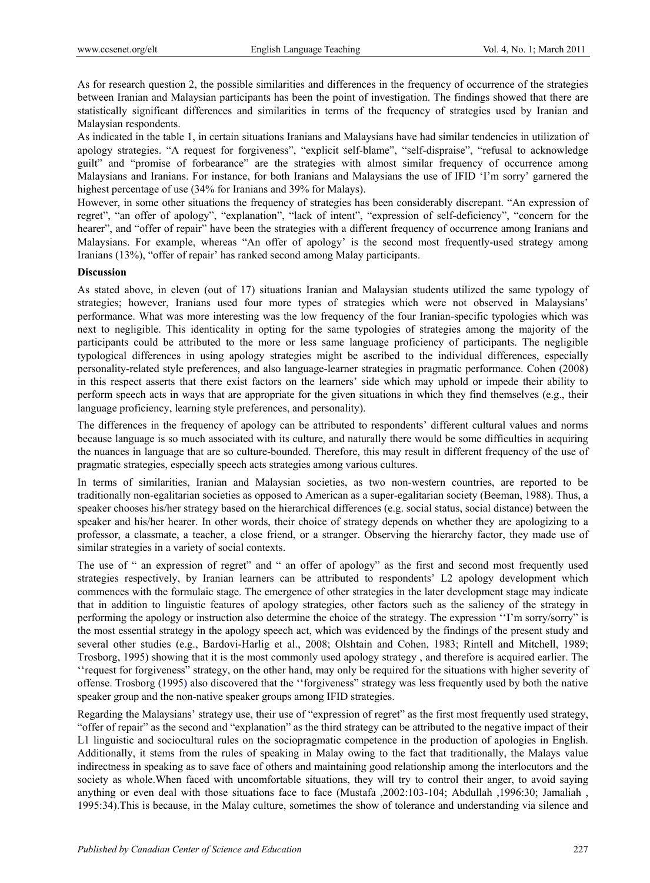As for research question 2, the possible similarities and differences in the frequency of occurrence of the strategies between Iranian and Malaysian participants has been the point of investigation. The findings showed that there are statistically significant differences and similarities in terms of the frequency of strategies used by Iranian and Malaysian respondents.

As indicated in the table 1, in certain situations Iranians and Malaysians have had similar tendencies in utilization of apology strategies. "A request for forgiveness", "explicit self-blame", "self-dispraise", "refusal to acknowledge guilt" and "promise of forbearance" are the strategies with almost similar frequency of occurrence among Malaysians and Iranians. For instance, for both Iranians and Malaysians the use of IFID 'I'm sorry' garnered the highest percentage of use (34% for Iranians and 39% for Malays).

However, in some other situations the frequency of strategies has been considerably discrepant. "An expression of regret", "an offer of apology", "explanation", "lack of intent", "expression of self-deficiency", "concern for the hearer", and "offer of repair" have been the strategies with a different frequency of occurrence among Iranians and Malaysians. For example, whereas "An offer of apology' is the second most frequently-used strategy among Iranians (13%), "offer of repair' has ranked second among Malay participants.

**Discussion**

As stated above, in eleven (out of 17) situations Iranian and Malaysian students utilized the same typology of strategies; however, Iranians used four more types of strategies which were not observed in Malaysians' performance. What was more interesting was the low frequency of the four Iranian-specific typologies which was next to negligible. This identicality in opting for the same typologies of strategies among the majority of the participants could be attributed to the more or less same language proficiency of participants. The negligible typological differences in using apology strategies might be ascribed to the individual differences, especially personality-related style preferences, and also language-learner strategies in pragmatic performance. Cohen (2008) in this respect asserts that there exist factors on the learners' side which may uphold or impede their ability to perform speech acts in ways that are appropriate for the given situations in which they find themselves (e.g., their language proficiency, learning style preferences, and personality).

The differences in the frequency of apology can be attributed to respondents' different cultural values and norms because language is so much associated with its culture, and naturally there would be some difficulties in acquiring the nuances in language that are so culture-bounded. Therefore, this may result in different frequency of the use of pragmatic strategies, especially speech acts strategies among various cultures.

In terms of similarities, Iranian and Malaysian societies, as two non-western countries, are reported to be traditionally non-egalitarian societies as opposed to American as a super-egalitarian society (Beeman, 1988). Thus, a speaker chooses his/her strategy based on the hierarchical differences (e.g. social status, social distance) between the speaker and his/her hearer. In other words, their choice of strategy depends on whether they are apologizing to a professor, a classmate, a teacher, a close friend, or a stranger. Observing the hierarchy factor, they made use of similar strategies in a variety of social contexts.

The use of " an expression of regret" and " an offer of apology" as the first and second most frequently used strategies respectively, by Iranian learners can be attributed to respondents' L2 apology development which commences with the formulaic stage. The emergence of other strategies in the later development stage may indicate that in addition to linguistic features of apology strategies, other factors such as the saliency of the strategy in performing the apology or instruction also determine the choice of the strategy. The expression ''I'm sorry/sorry" is the most essential strategy in the apology speech act, which was evidenced by the findings of the present study and several other studies (e.g., Bardovi-Harlig et al., 2008; Olshtain and Cohen, 1983; Rintell and Mitchell, 1989; Trosborg, 1995) showing that it is the most commonly used apology strategy , and therefore is acquired earlier. The ''request for forgiveness" strategy, on the other hand, may only be required for the situations with higher severity of offense. Trosborg (1995) also discovered that the ''forgiveness" strategy was less frequently used by both the native speaker group and the non-native speaker groups among IFID strategies.

Regarding the Malaysians' strategy use, their use of "expression of regret" as the first most frequently used strategy, "offer of repair" as the second and "explanation" as the third strategy can be attributed to the negative impact of their L1 linguistic and sociocultural rules on the sociopragmatic competence in the production of apologies in English. Additionally, it stems from the rules of speaking in Malay owing to the fact that traditionally, the Malays value indirectness in speaking as to save face of others and maintaining good relationship among the interlocutors and the society as whole.When faced with uncomfortable situations, they will try to control their anger, to avoid saying anything or even deal with those situations face to face (Mustafa ,2002:103-104; Abdullah ,1996:30; Jamaliah , 1995:34).This is because, in the Malay culture, sometimes the show of tolerance and understanding via silence and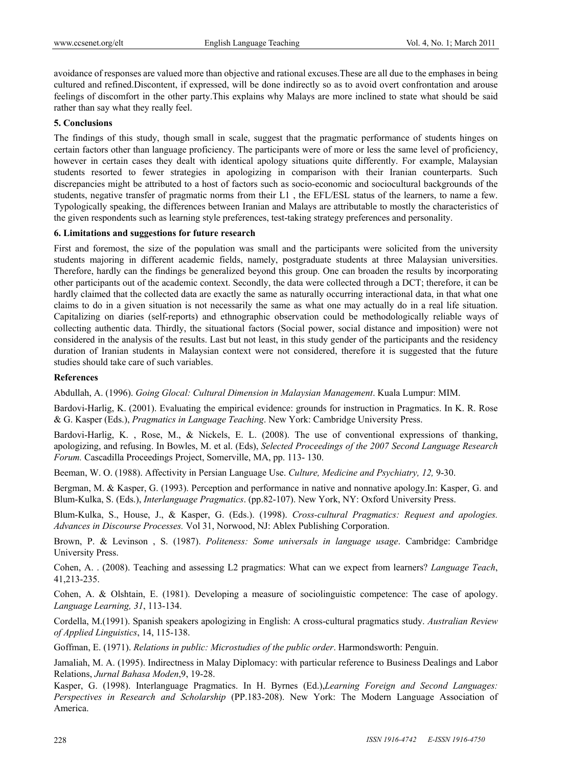avoidance of responses are valued more than objective and rational excuses.These are all due to the emphases in being cultured and refined.Discontent, if expressed, will be done indirectly so as to avoid overt confrontation and arouse feelings of discomfort in the other party.This explains why Malays are more inclined to state what should be said rather than say what they really feel.

## 5. Conclusions

The findings of this study, though small in scale, suggest that the pragmatic performance of students hinges on certain factors other than language proficiency. The participants were of more or less the same level of proficiency, however in certain cases they dealt with identical apology situations quite differently. For example, Malaysian students resorted to fewer strategies in apologizing in comparison with their Iranian counterparts. Such discrepancies might be attributed to a host of factors such as socio-economic and sociocultural backgrounds of the students, negative transfer of pragmatic norms from their L1 , the EFL/ESL status of the learners, to name a few. Typologically speaking, the differences between Iranian and Malays are attributable to mostly the characteristics of the given respondents such as learning style preferences, test-taking strategy preferences and personality.

## 6. Limitations and suggestions for future research

First and foremost, the size of the population was small and the participants were solicited from the university students majoring in different academic fields, namely, postgraduate students at three Malaysian universities. Therefore, hardly can the findings be generalized beyond this group. One can broaden the results by incorporating other participants out of the academic context. Secondly, the data were collected through a DCT; therefore, it can be hardly claimed that the collected data are exactly the same as naturally occurring interactional data, in that what one claims to do in a given situation is not necessarily the same as what one may actually do in a real life situation. Capitalizing on diaries (self-reports) and ethnographic observation could be methodologically reliable ways of collecting authentic data. Thirdly, the situational factors (Social power, social distance and imposition) were not considered in the analysis of the results. Last but not least, in this study gender of the participants and the residency duration of Iranian students in Malaysian context were not considered, therefore it is suggested that the future studies should take care of such variables.

## References

Abdullah, A. (1996). *Going Glocal: Cultural Dimension in Malaysian Management*. Kuala Lumpur: MIM.

Bardovi-Harlig, K. (2001). Evaluating the empirical evidence: grounds for instruction in Pragmatics. In K. R. Rose & G. Kasper (Eds.), *Pragmatics in Language Teaching*. New York: Cambridge University Press.

Bardovi-Harlig, K. , Rose, M., & Nickels, E. L. (2008). The use of conventional expressions of thanking, apologizing, and refusing. In Bowles, M. et al. (Eds), *Selected Proceedings of the 2007 Second Language Research Forum.* Cascadilla Proceedings Project, Somerville, MA, pp. 113- 130.

Beeman, W. O. (1988). Affectivity in Persian Language Use. *Culture, Medicine and Psychiatry, 12,* 9-30.

Bergman, M. & Kasper, G. (1993). Perception and performance in native and nonnative apology.In: Kasper, G. and Blum-Kulka, S. (Eds.), *Interlanguage Pragmatics*. (pp.82-107). New York, NY: Oxford University Press.

Blum-Kulka, S., House, J., & Kasper, G. (Eds.). (1998). *Cross-cultural Pragmatics: Request and apologies. Advances in Discourse Processes.* Vol 31, Norwood, NJ: Ablex Publishing Corporation.

Brown, P. & Levinson , S. (1987). *Politeness: Some universals in language usage*. Cambridge: Cambridge University Press.

Cohen, A. . (2008). Teaching and assessing L2 pragmatics: What can we expect from learners? *Language Teach*, 41,213-235.

Cohen, A. & Olshtain, E. (1981). Developing a measure of sociolinguistic competence: The case of apology. *Language Learning, 31*, 113-134.

Cordella, M.(1991). Spanish speakers apologizing in English: A cross-cultural pragmatics study. *Australian Review of Applied Linguistics*, 14, 115-138.

Goffman, E. (1971). *Relations in public: Microstudies of the public order*. Harmondsworth: Penguin.

Jamaliah, M. A. (1995). Indirectness in Malay Diplomacy: with particular reference to Business Dealings and Labor Relations, *Jurnal Bahasa Moden*,9, 19-28.

Kasper, G. (1998). Interlanguage Pragmatics. In H. Byrnes (Ed.),*Learning Foreign and Second Languages: Perspectives in Research and Scholarship* (PP.183-208). New York: The Modern Language Association of America.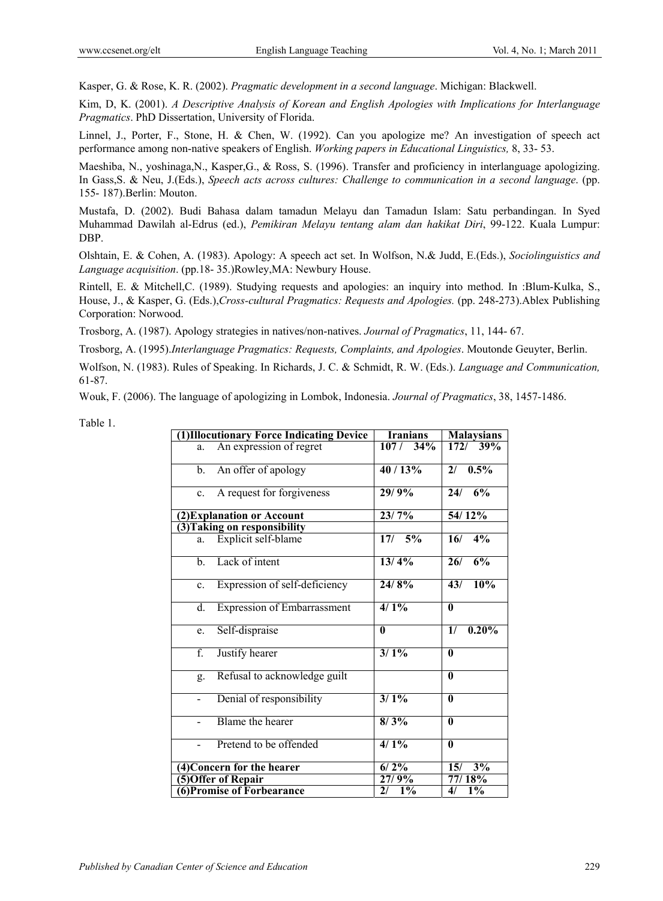Kasper, G. & Rose, K. R. (2002). *Pragmatic development in a second language*. Michigan: Blackwell.

Kim, D, K. (2001). *A Descriptive Analysis of Korean and English Apologies with Implications for Interlanguage Pragmatics*. PhD Dissertation, University of Florida.

Linnel, J., Porter, F., Stone, H. & Chen, W. (1992). Can you apologize me? An investigation of speech act performance among non-native speakers of English. *Working papers in Educational Linguistics,* 8, 33- 53.

Maeshiba, N., yoshinaga,N., Kasper,G., & Ross, S. (1996). Transfer and proficiency in interlanguage apologizing. In Gass,S. & Neu, J.(Eds.), *Speech acts across cultures: Challenge to communication in a second language*. (pp. 155- 187).Berlin: Mouton.

Mustafa, D. (2002). Budi Bahasa dalam tamadun Melayu dan Tamadun Islam: Satu perbandingan. In Syed Muhammad Dawilah al-Edrus (ed.), *Pemikiran Melayu tentang alam dan hakikat Diri*, 99-122. Kuala Lumpur: DBP.

Olshtain, E. & Cohen, A. (1983). Apology: A speech act set. In Wolfson, N.& Judd, E.(Eds.), *Sociolinguistics and Language acquisition*. (pp.18- 35.)Rowley,MA: Newbury House.

Rintell, E. & Mitchell,C. (1989). Studying requests and apologies: an inquiry into method. In :Blum-Kulka, S., House, J., & Kasper, G. (Eds.),*Cross-cultural Pragmatics: Requests and Apologies.* (pp. 248-273).Ablex Publishing Corporation: Norwood.

Trosborg, A. (1987). Apology strategies in natives/non-natives. *Journal of Pragmatics*, 11, 144- 67.

Trosborg, A. (1995).*Interlanguage Pragmatics: Requests, Complaints, and Apologies*. Moutonde Geuyter, Berlin.

Wolfson, N. (1983). Rules of Speaking. In Richards, J. C. & Schmidt, R. W. (Eds.). *Language and Communication,* 61-87.

Wouk, F. (2006). The language of apologizing in Lombok, Indonesia. *Journal of Pragmatics*, 38, 1457-1486.

Table 1.

| **(1)Illocutionary Force Indicating Device** | **Iranians** | **Malaysians** |
|---|---|---|
| a. An expression of regret | **107 / 34%** | **172/ 39%** |
| b. An offer of apology | **40 / 13%** | **2/ 0.5%** |
| c. A request for forgiveness | **29/ 9%** | **24/ 6%** |
| **(2)Explanation or Account** | **23/ 7%** | **54/ 12%** |
| **(3)Taking on responsibility** | | |
| a. Explicit self-blame | **17/ 5%** | **16/ 4%** |
| b. Lack of intent | **13/ 4%** | **26/ 6%** |
| c. Expression of self-deficiency | **24/ 8%** | **43/ 10%** |
| d. Expression of Embarrassment | **4/ 1%** | **0** |
| e. Self-dispraise | **0** | **1/ 0.20%** |
| f. Justify hearer | **3/ 1%** | **0** |
| g. Refusal to acknowledge guilt | | **0** |
| - Denial of responsibility | **3/ 1%** | **0** |
| - Blame the hearer | **8/ 3%** | **0** |
| - Pretend to be offended | **4/ 1%** | **0** |
| **(4)Concern for the hearer** | **6/ 2%** | **15/ 3%** |
| **(5)Offer of Repair** | **27/ 9%** | **77/ 18%** |
| **(6)Promise of Forbearance** | **2/ 1%** | **4/ 1%** |